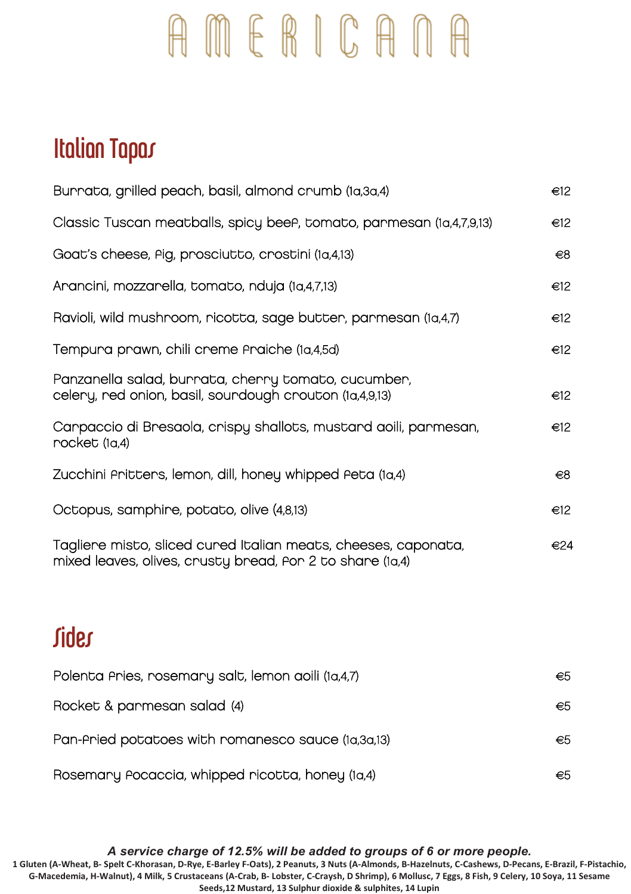# AMERICANA

## Italian Tapas

| Item | Price |
|---|---|
| Burrata, grilled peach, basil, almond crumb (1a,3a,4) | €12 |
| Classic Tuscan meatballs, spicy beef, tomato, parmesan (1a,4,7,9,13) | €12 |
| Goat's cheese, fig, prosciutto, crostini (1a,4,13) | €8 |
| Arancini, mozzarella, tomato, nduja (1a,4,7,13) | €12 |
| Ravioli, wild mushroom, ricotta, sage butter, parmesan (1a,4,7) | €12 |
| Tempura prawn, chili creme fraiche (1a,4,5d) | €12 |
| Panzanella salad, burrata, cherry tomato, cucumber, celery, red onion, basil, sourdough crouton (1a,4,9,13) | €12 |
| Carpaccio di Bresaola, crispy shallots, mustard aoili, parmesan, rocket (1a,4) | €12 |
| Zucchini fritters, lemon, dill, honey whipped feta (1a,4) | €8 |
| Octopus, samphire, potato, olive (4,8,13) | €12 |
| Tagliere misto, sliced cured Italian meats, cheeses, caponata, mixed leaves, olives, crusty bread, for 2 to share (1a,4) | €24 |

## Sides

| Item | Price |
|---|---|
| Polenta fries, rosemary salt, lemon aoili (1a,4,7) | €5 |
| Rocket & parmesan salad (4) | €5 |
| Pan-fried potatoes with romanesco sauce (1a,3a,13) | €5 |
| Rosemary focaccia, whipped ricotta, honey (1a,4) | €5 |

***A service charge of 12.5% will be added to groups of 6 or more people.***

**1 Gluten (A-Wheat, B- Spelt C-Khorasan, D-Rye, E-Barley F-Oats), 2 Peanuts, 3 Nuts (A-Almonds, B-Hazelnuts, C-Cashews, D-Pecans, E-Brazil, F-Pistachio, G-Macedemia, H-Walnut), 4 Milk, 5 Crustaceans (A-Crab, B- Lobster, C-Craysh, D Shrimp), 6 Mollusc, 7 Eggs, 8 Fish, 9 Celery, 10 Soya, 11 Sesame Seeds,12 Mustard, 13 Sulphur dioxide & sulphites, 14 Lupin**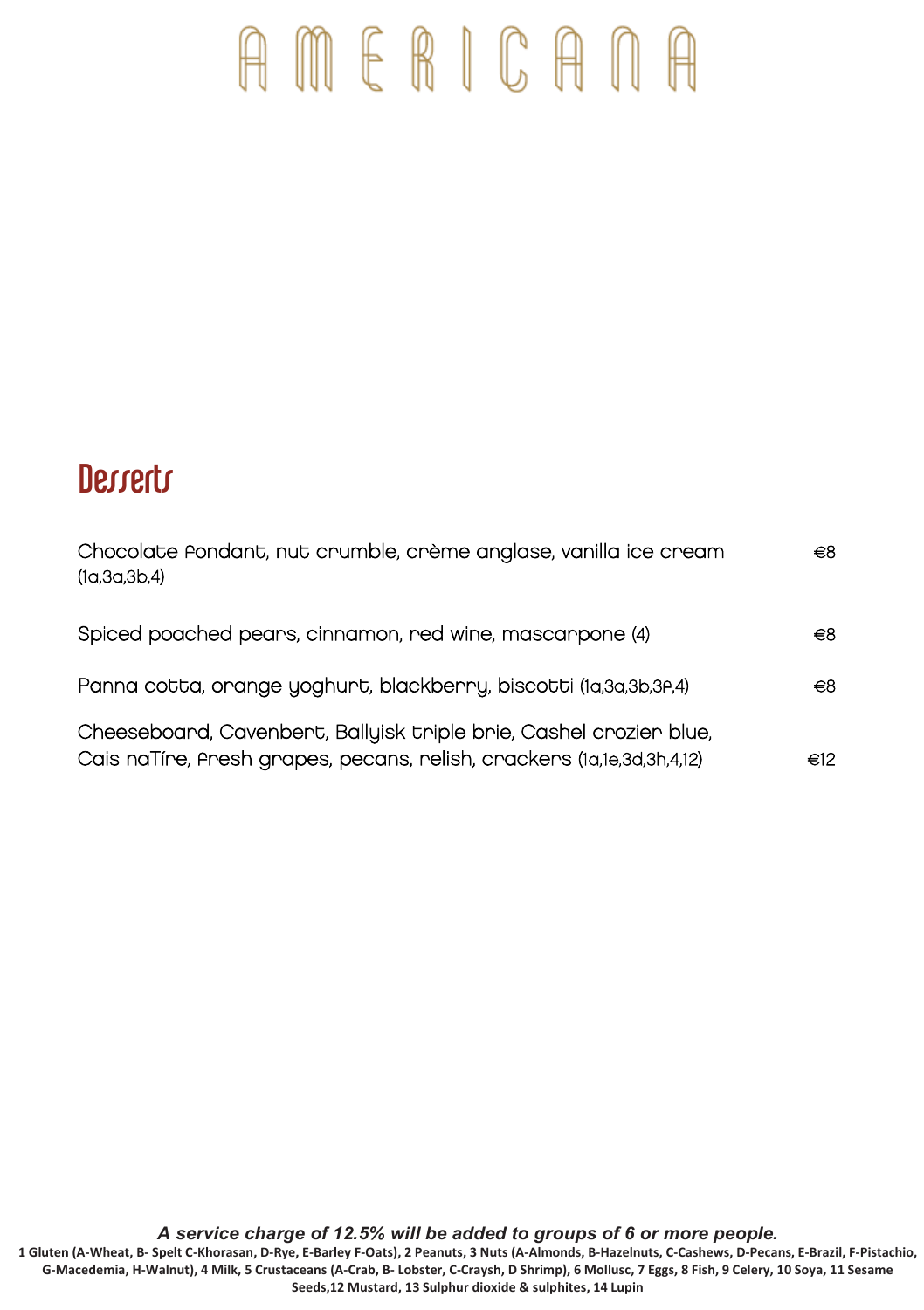# AMERICANA

## Desserts

| | |
|---|---|
| Chocolate fondant, nut crumble, crème anglase, vanilla ice cream (1a,3a,3b,4) | €8 |
| Spiced poached pears, cinnamon, red wine, mascarpone (4) | €8 |
| Panna cotta, orange yoghurt, blackberry, biscotti (1a,3a,3b,3f,4) | €8 |
| Cheeseboard, Cavenbert, Ballyisk triple brie, Cashel crozier blue, Cais naTíre, fresh grapes, pecans, relish, crackers (1a,1e,3d,3h,4,12) | €12 |

***A service charge of 12.5% will be added to groups of 6 or more people.***

**1 Gluten (A-Wheat, B- Spelt C-Khorasan, D-Rye, E-Barley F-Oats), 2 Peanuts, 3 Nuts (A-Almonds, B-Hazelnuts, C-Cashews, D-Pecans, E-Brazil, F-Pistachio, G-Macedemia, H-Walnut), 4 Milk, 5 Crustaceans (A-Crab, B- Lobster, C-Craysh, D Shrimp), 6 Mollusc, 7 Eggs, 8 Fish, 9 Celery, 10 Soya, 11 Sesame Seeds,12 Mustard, 13 Sulphur dioxide & sulphites, 14 Lupin**